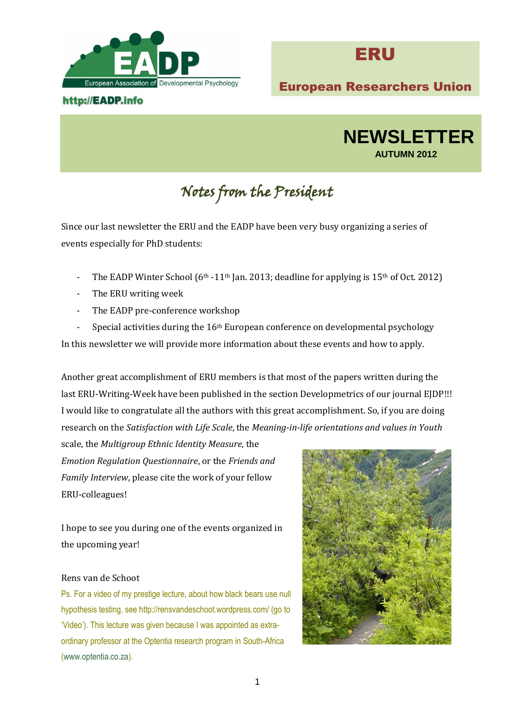European Association of Developmental Psychology

http://EADP.info

# ERU

## European Researchers Union

# NEWSLETTER

**AUTUMN 2012**

## *Notes from the President*

Since our last newsletter the ERU and the EADP have been very busy organizing a series of events especially for PhD students:

- The EADP Winter School (6th -11th Jan. 2013; deadline for applying is 15th of Oct. 2012)
- The ERU writing week
- The EADP pre-conference workshop
- Special activities during the 16th European conference on developmental psychology

In this newsletter we will provide more information about these events and how to apply.

Another great accomplishment of ERU members is that most of the papers written during the last ERU-Writing-Week have been published in the section Developmetrics of our journal EJDP!!! I would like to congratulate all the authors with this great accomplishment. So, if you are doing research on the *Satisfaction with Life Scale*, the *Meaning-in-life orientations and values in Youth* scale, the *Multigroup Ethnic Identity Measure*, the *Emotion Regulation Questionnaire*, or the *Friends and Family Interview*, please cite the work of your fellow ERU-colleagues!

I hope to see you during one of the events organized in the upcoming year!

Rens van de Schoot

Ps. For a video of my prestige lecture, about how black bears use null hypothesis testing, see http://rensvandeschoot.wordpress.com/ (go to 'Video'). This lecture was given because I was appointed as extra-ordinary professor at the Optentia research program in South-Africa (www.optentia.co.za).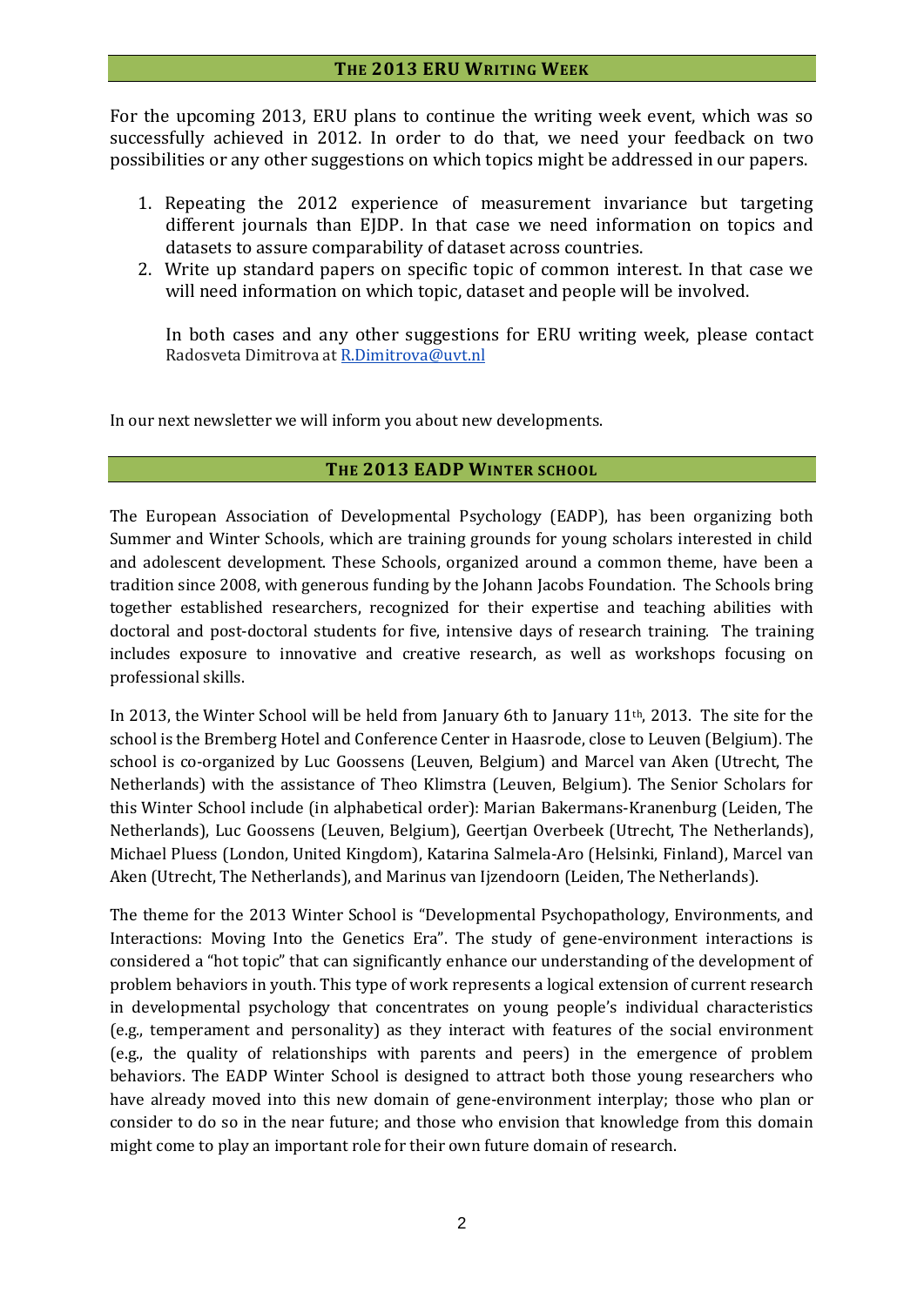## The 2013 ERU Writing Week

For the upcoming 2013, ERU plans to continue the writing week event, which was so successfully achieved in 2012. In order to do that, we need your feedback on two possibilities or any other suggestions on which topics might be addressed in our papers.

1. Repeating the 2012 experience of measurement invariance but targeting different journals than EJDP. In that case we need information on topics and datasets to assure comparability of dataset across countries.
2. Write up standard papers on specific topic of common interest. In that case we will need information on which topic, dataset and people will be involved.

   In both cases and any other suggestions for ERU writing week, please contact Radosveta Dimitrova at R.Dimitrova@uvt.nl

In our next newsletter we will inform you about new developments.

## The 2013 EADP Winter School

The European Association of Developmental Psychology (EADP), has been organizing both Summer and Winter Schools, which are training grounds for young scholars interested in child and adolescent development. These Schools, organized around a common theme, have been a tradition since 2008, with generous funding by the Johann Jacobs Foundation. The Schools bring together established researchers, recognized for their expertise and teaching abilities with doctoral and post-doctoral students for five, intensive days of research training. The training includes exposure to innovative and creative research, as well as workshops focusing on professional skills.

In 2013, the Winter School will be held from January 6th to January 11th, 2013. The site for the school is the Bremberg Hotel and Conference Center in Haasrode, close to Leuven (Belgium). The school is co-organized by Luc Goossens (Leuven, Belgium) and Marcel van Aken (Utrecht, The Netherlands) with the assistance of Theo Klimstra (Leuven, Belgium). The Senior Scholars for this Winter School include (in alphabetical order): Marian Bakermans-Kranenburg (Leiden, The Netherlands), Luc Goossens (Leuven, Belgium), Geertjan Overbeek (Utrecht, The Netherlands), Michael Pluess (London, United Kingdom), Katarina Salmela-Aro (Helsinki, Finland), Marcel van Aken (Utrecht, The Netherlands), and Marinus van Ijzendoorn (Leiden, The Netherlands).

The theme for the 2013 Winter School is "Developmental Psychopathology, Environments, and Interactions: Moving Into the Genetics Era". The study of gene-environment interactions is considered a "hot topic" that can significantly enhance our understanding of the development of problem behaviors in youth. This type of work represents a logical extension of current research in developmental psychology that concentrates on young people's individual characteristics (e.g., temperament and personality) as they interact with features of the social environment (e.g., the quality of relationships with parents and peers) in the emergence of problem behaviors. The EADP Winter School is designed to attract both those young researchers who have already moved into this new domain of gene-environment interplay; those who plan or consider to do so in the near future; and those who envision that knowledge from this domain might come to play an important role for their own future domain of research.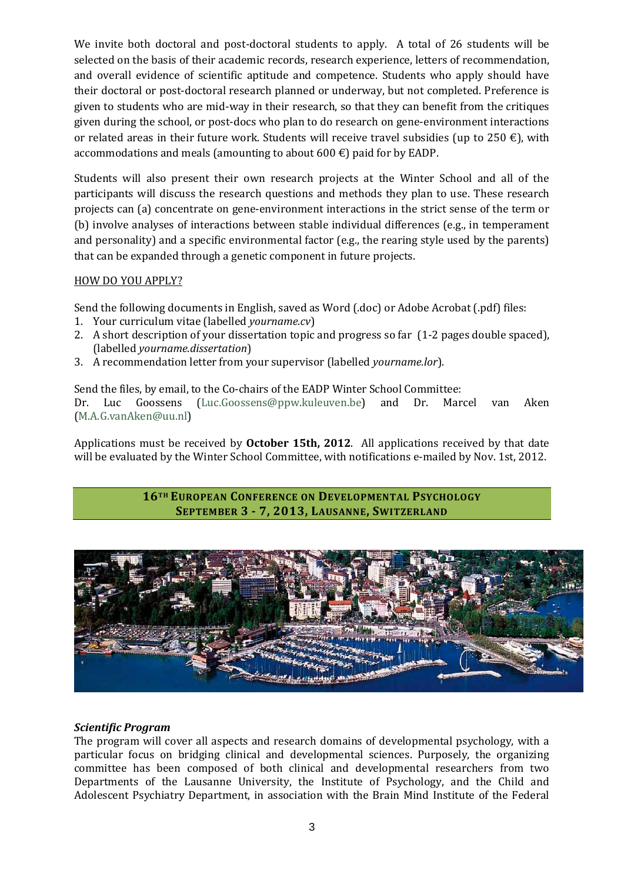We invite both doctoral and post-doctoral students to apply. A total of 26 students will be selected on the basis of their academic records, research experience, letters of recommendation, and overall evidence of scientific aptitude and competence. Students who apply should have their doctoral or post-doctoral research planned or underway, but not completed. Preference is given to students who are mid-way in their research, so that they can benefit from the critiques given during the school, or post-docs who plan to do research on gene-environment interactions or related areas in their future work. Students will receive travel subsidies (up to 250 €), with accommodations and meals (amounting to about 600 €) paid for by EADP.

Students will also present their own research projects at the Winter School and all of the participants will discuss the research questions and methods they plan to use. These research projects can (a) concentrate on gene-environment interactions in the strict sense of the term or (b) involve analyses of interactions between stable individual differences (e.g., in temperament and personality) and a specific environmental factor (e.g., the rearing style used by the parents) that can be expanded through a genetic component in future projects.

HOW DO YOU APPLY?

Send the following documents in English, saved as Word (.doc) or Adobe Acrobat (.pdf) files:

1. Your curriculum vitae (labelled *yourname.cv*)
2. A short description of your dissertation topic and progress so far (1-2 pages double spaced), (labelled *yourname.dissertation*)
3. A recommendation letter from your supervisor (labelled *yourname.lor*).

Send the files, by email, to the Co-chairs of the EADP Winter School Committee:
Dr. Luc Goossens (Luc.Goossens@ppw.kuleuven.be) and Dr. Marcel van Aken (M.A.G.vanAken@uu.nl)

Applications must be received by **October 15th, 2012**. All applications received by that date will be evaluated by the Winter School Committee, with notifications e-mailed by Nov. 1st, 2012.

## 16TH EUROPEAN CONFERENCE ON DEVELOPMENTAL PSYCHOLOGY
## SEPTEMBER 3 - 7, 2013, LAUSANNE, SWITZERLAND

### *Scientific Program*

The program will cover all aspects and research domains of developmental psychology, with a particular focus on bridging clinical and developmental sciences. Purposely, the organizing committee has been composed of both clinical and developmental researchers from two Departments of the Lausanne University, the Institute of Psychology, and the Child and Adolescent Psychiatry Department, in association with the Brain Mind Institute of the Federal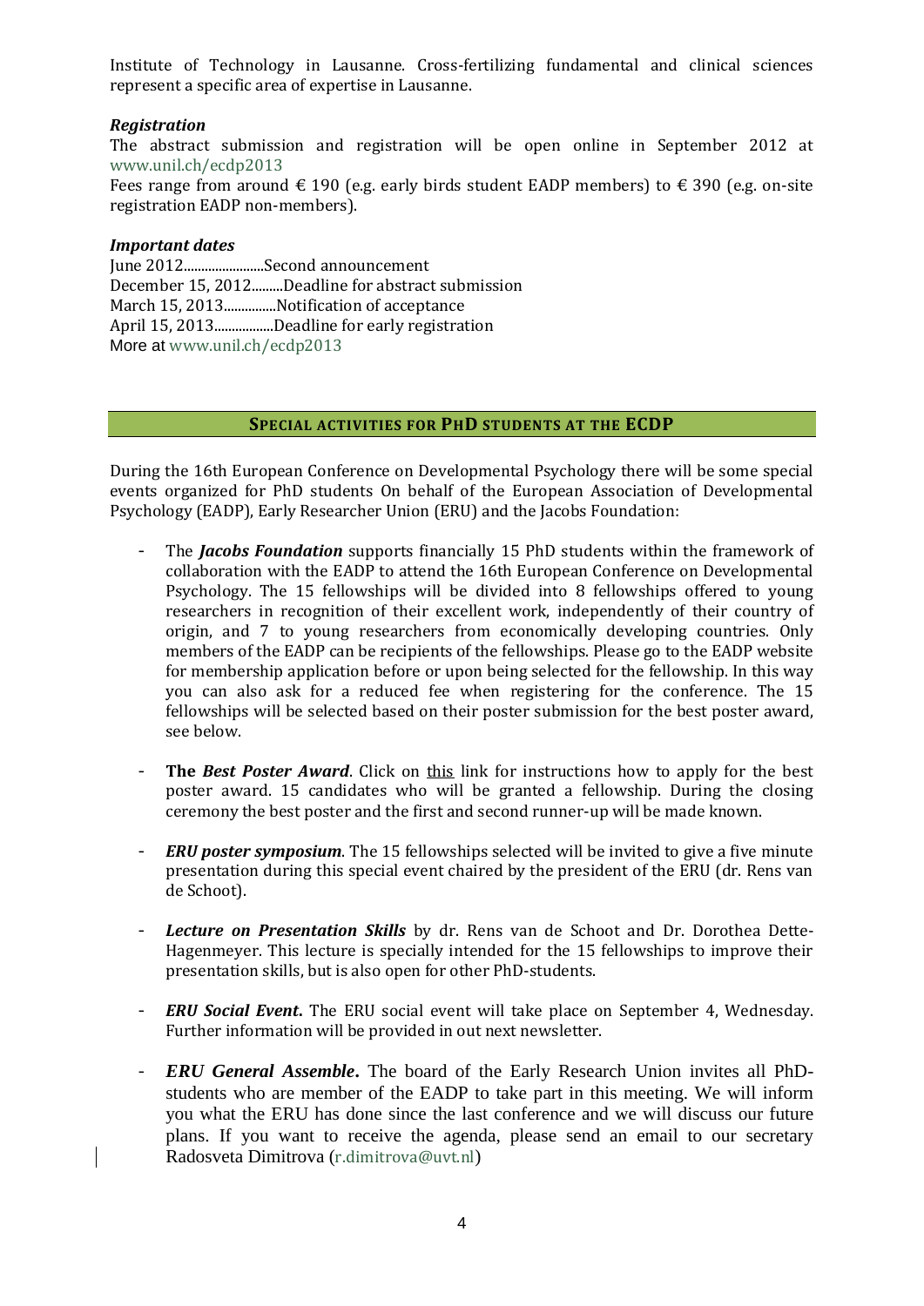Institute of Technology in Lausanne. Cross-fertilizing fundamental and clinical sciences represent a specific area of expertise in Lausanne.

### *Registration*

The abstract submission and registration will be open online in September 2012 at www.unil.ch/ecdp2013

Fees range from around € 190 (e.g. early birds student EADP members) to € 390 (e.g. on-site registration EADP non-members).

### *Important dates*

June 2012.......................Second announcement
December 15, 2012.........Deadline for abstract submission
March 15, 2013..............Notification of acceptance
April 15, 2013.................Deadline for early registration
More at www.unil.ch/ecdp2013

## SPECIAL ACTIVITIES FOR PHD STUDENTS AT THE ECDP

During the 16th European Conference on Developmental Psychology there will be some special events organized for PhD students On behalf of the European Association of Developmental Psychology (EADP), Early Researcher Union (ERU) and the Jacobs Foundation:

- The ***Jacobs Foundation*** supports financially 15 PhD students within the framework of collaboration with the EADP to attend the 16th European Conference on Developmental Psychology. The 15 fellowships will be divided into 8 fellowships offered to young researchers in recognition of their excellent work, independently of their country of origin, and 7 to young researchers from economically developing countries. Only members of the EADP can be recipients of the fellowships. Please go to the EADP website for membership application before or upon being selected for the fellowship. In this way you can also ask for a reduced fee when registering for the conference. The 15 fellowships will be selected based on their poster submission for the best poster award, see below.
- **The *Best Poster Award***. Click on this link for instructions how to apply for the best poster award. 15 candidates who will be granted a fellowship. During the closing ceremony the best poster and the first and second runner-up will be made known.
- ***ERU poster symposium***. The 15 fellowships selected will be invited to give a five minute presentation during this special event chaired by the president of the ERU (dr. Rens van de Schoot).
- ***Lecture on Presentation Skills*** by dr. Rens van de Schoot and Dr. Dorothea Dette-Hagenmeyer. This lecture is specially intended for the 15 fellowships to improve their presentation skills, but is also open for other PhD-students.
- ***ERU Social Event.*** The ERU social event will take place on September 4, Wednesday. Further information will be provided in out next newsletter.
- ***ERU General Assemble.*** The board of the Early Research Union invites all PhD-students who are member of the EADP to take part in this meeting. We will inform you what the ERU has done since the last conference and we will discuss our future plans. If you want to receive the agenda, please send an email to our secretary Radosveta Dimitrova (r.dimitrova@uvt.nl)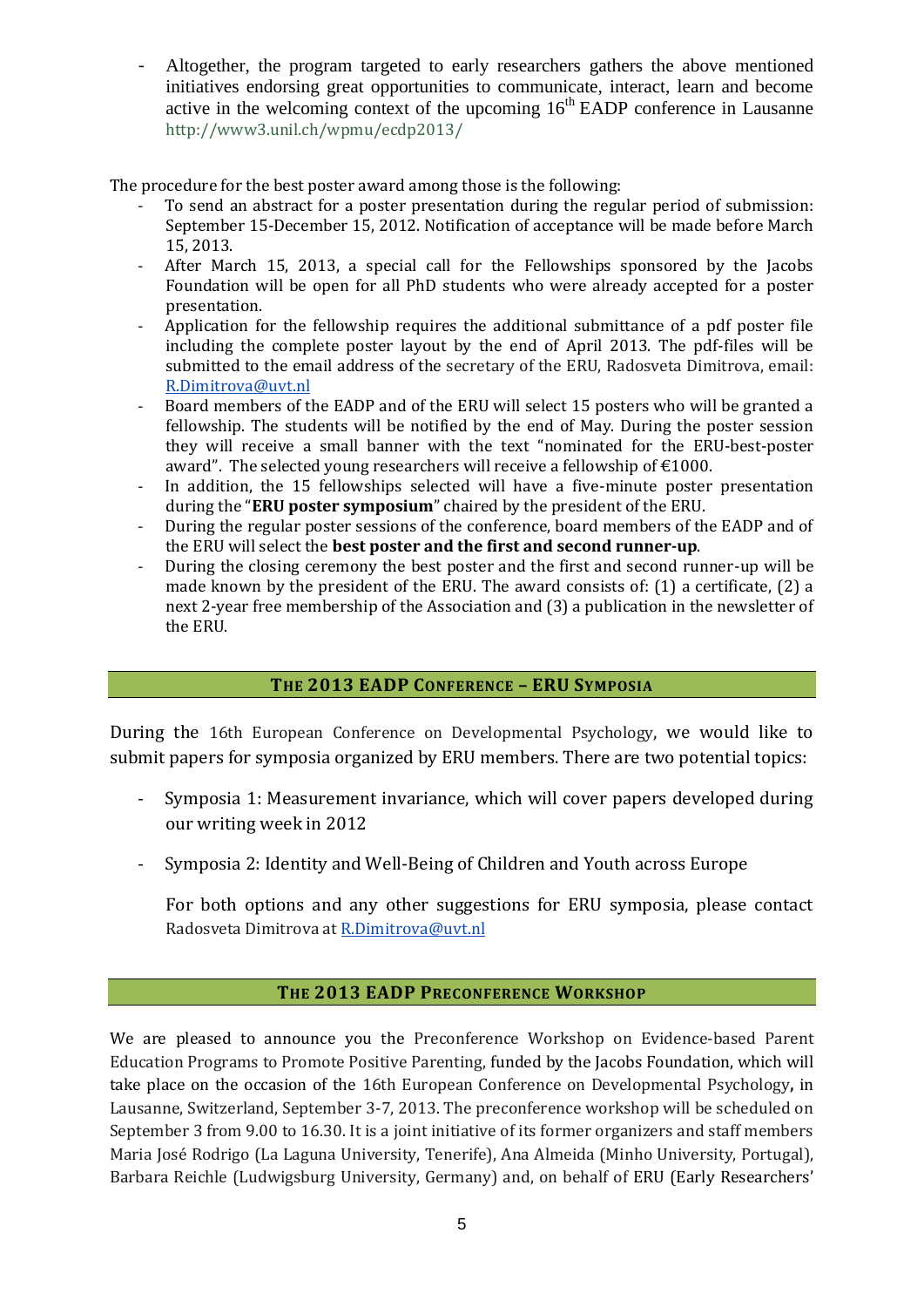- Altogether, the program targeted to early researchers gathers the above mentioned initiatives endorsing great opportunities to communicate, interact, learn and become active in the welcoming context of the upcoming 16th EADP conference in Lausanne http://www3.unil.ch/wpmu/ecdp2013/

The procedure for the best poster award among those is the following:

- To send an abstract for a poster presentation during the regular period of submission: September 15-December 15, 2012. Notification of acceptance will be made before March 15, 2013.
- After March 15, 2013, a special call for the Fellowships sponsored by the Jacobs Foundation will be open for all PhD students who were already accepted for a poster presentation.
- Application for the fellowship requires the additional submittance of a pdf poster file including the complete poster layout by the end of April 2013. The pdf-files will be submitted to the email address of the secretary of the ERU, Radosveta Dimitrova, email: R.Dimitrova@uvt.nl
- Board members of the EADP and of the ERU will select 15 posters who will be granted a fellowship. The students will be notified by the end of May. During the poster session they will receive a small banner with the text "nominated for the ERU-best-poster award". The selected young researchers will receive a fellowship of €1000.
- In addition, the 15 fellowships selected will have a five-minute poster presentation during the "**ERU poster symposium**" chaired by the president of the ERU.
- During the regular poster sessions of the conference, board members of the EADP and of the ERU will select the **best poster and the first and second runner-up**.
- During the closing ceremony the best poster and the first and second runner-up will be made known by the president of the ERU. The award consists of: (1) a certificate, (2) a next 2-year free membership of the Association and (3) a publication in the newsletter of the ERU.

## THE 2013 EADP CONFERENCE – ERU SYMPOSIA

During the 16th European Conference on Developmental Psychology, we would like to submit papers for symposia organized by ERU members. There are two potential topics:

- Symposia 1: Measurement invariance, which will cover papers developed during our writing week in 2012
- Symposia 2: Identity and Well-Being of Children and Youth across Europe

For both options and any other suggestions for ERU symposia, please contact Radosveta Dimitrova at R.Dimitrova@uvt.nl

## THE 2013 EADP PRECONFERENCE WORKSHOP

We are pleased to announce you the Preconference Workshop on Evidence-based Parent Education Programs to Promote Positive Parenting, funded by the Jacobs Foundation, which will take place on the occasion of the 16th European Conference on Developmental Psychology, in Lausanne, Switzerland, September 3-7, 2013. The preconference workshop will be scheduled on September 3 from 9.00 to 16.30. It is a joint initiative of its former organizers and staff members Maria José Rodrigo (La Laguna University, Tenerife), Ana Almeida (Minho University, Portugal), Barbara Reichle (Ludwigsburg University, Germany) and, on behalf of ERU (Early Researchers'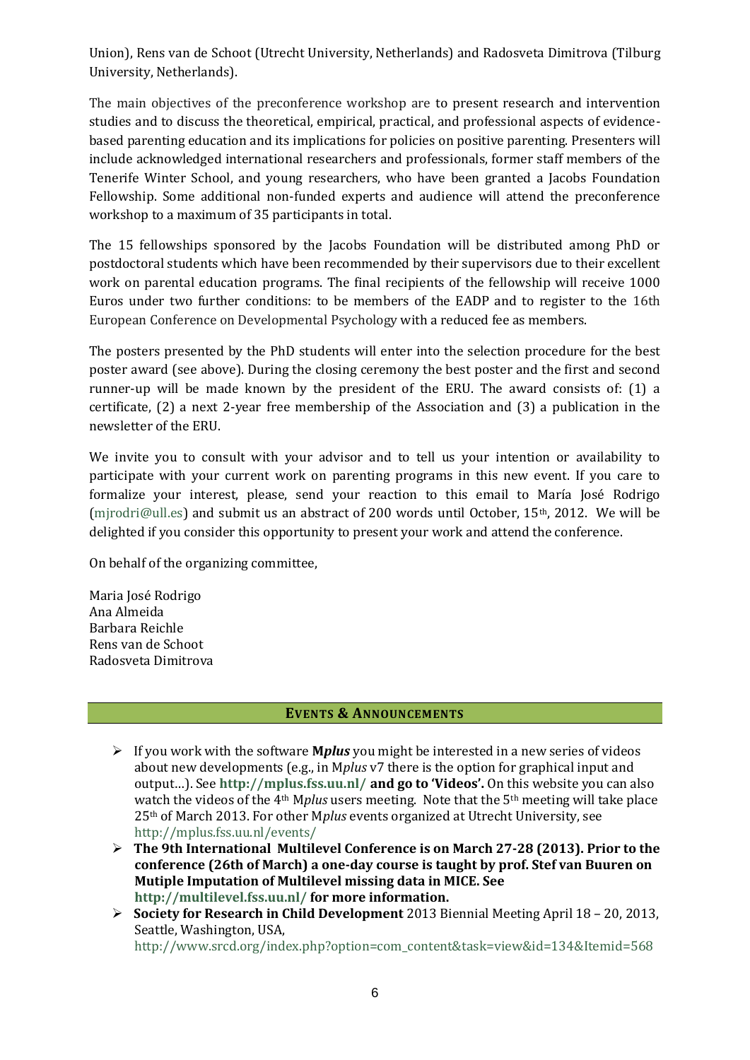Union), Rens van de Schoot (Utrecht University, Netherlands) and Radosveta Dimitrova (Tilburg University, Netherlands).

The main objectives of the preconference workshop are to present research and intervention studies and to discuss the theoretical, empirical, practical, and professional aspects of evidence-based parenting education and its implications for policies on positive parenting. Presenters will include acknowledged international researchers and professionals, former staff members of the Tenerife Winter School, and young researchers, who have been granted a Jacobs Foundation Fellowship. Some additional non-funded experts and audience will attend the preconference workshop to a maximum of 35 participants in total.

The 15 fellowships sponsored by the Jacobs Foundation will be distributed among PhD or postdoctoral students which have been recommended by their supervisors due to their excellent work on parental education programs. The final recipients of the fellowship will receive 1000 Euros under two further conditions: to be members of the EADP and to register to the 16th European Conference on Developmental Psychology with a reduced fee as members.

The posters presented by the PhD students will enter into the selection procedure for the best poster award (see above). During the closing ceremony the best poster and the first and second runner-up will be made known by the president of the ERU. The award consists of: (1) a certificate, (2) a next 2-year free membership of the Association and (3) a publication in the newsletter of the ERU.

We invite you to consult with your advisor and to tell us your intention or availability to participate with your current work on parenting programs in this new event. If you care to formalize your interest, please, send your reaction to this email to María José Rodrigo (mjrodri@ull.es) and submit us an abstract of 200 words until October, 15th, 2012. We will be delighted if you consider this opportunity to present your work and attend the conference.

On behalf of the organizing committee,

Maria José Rodrigo
Ana Almeida
Barbara Reichle
Rens van de Schoot
Radosveta Dimitrova

## EVENTS & ANNOUNCEMENTS

- If you work with the software **M*plus*** you might be interested in a new series of videos about new developments (e.g., in M*plus* v7 there is the option for graphical input and output…). See **http://mplus.fss.uu.nl/ and go to 'Videos'.** On this website you can also watch the videos of the 4th M*plus* users meeting. Note that the 5th meeting will take place 25th of March 2013. For other M*plus* events organized at Utrecht University, see http://mplus.fss.uu.nl/events/
- **The 9th International Multilevel Conference is on March 27-28 (2013). Prior to the conference (26th of March) a one-day course is taught by prof. Stef van Buuren on Mutiple Imputation of Multilevel missing data in MICE. See http://multilevel.fss.uu.nl/ for more information.**
- **Society for Research in Child Development** 2013 Biennial Meeting April 18 – 20, 2013, Seattle, Washington, USA, http://www.srcd.org/index.php?option=com_content&task=view&id=134&Itemid=568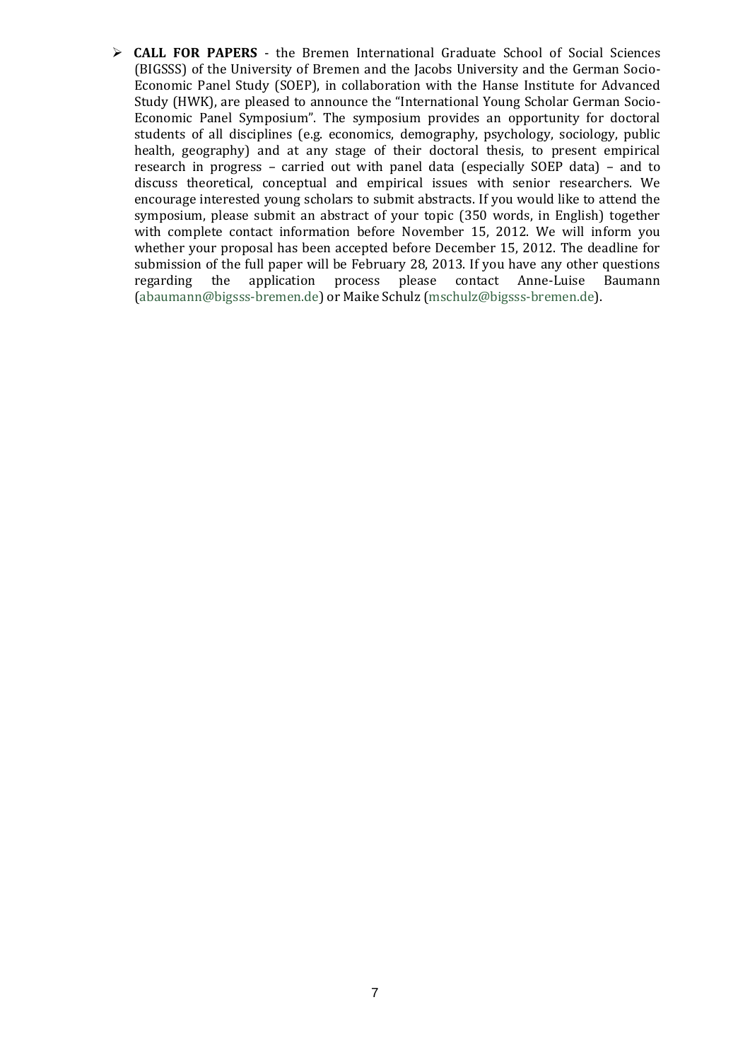- **CALL FOR PAPERS** - the Bremen International Graduate School of Social Sciences (BIGSSS) of the University of Bremen and the Jacobs University and the German Socio-Economic Panel Study (SOEP), in collaboration with the Hanse Institute for Advanced Study (HWK), are pleased to announce the "International Young Scholar German Socio-Economic Panel Symposium". The symposium provides an opportunity for doctoral students of all disciplines (e.g. economics, demography, psychology, sociology, public health, geography) and at any stage of their doctoral thesis, to present empirical research in progress – carried out with panel data (especially SOEP data) – and to discuss theoretical, conceptual and empirical issues with senior researchers. We encourage interested young scholars to submit abstracts. If you would like to attend the symposium, please submit an abstract of your topic (350 words, in English) together with complete contact information before November 15, 2012. We will inform you whether your proposal has been accepted before December 15, 2012. The deadline for submission of the full paper will be February 28, 2013. If you have any other questions regarding the application process please contact Anne-Luise Baumann (abaumann@bigsss-bremen.de) or Maike Schulz (mschulz@bigsss-bremen.de).